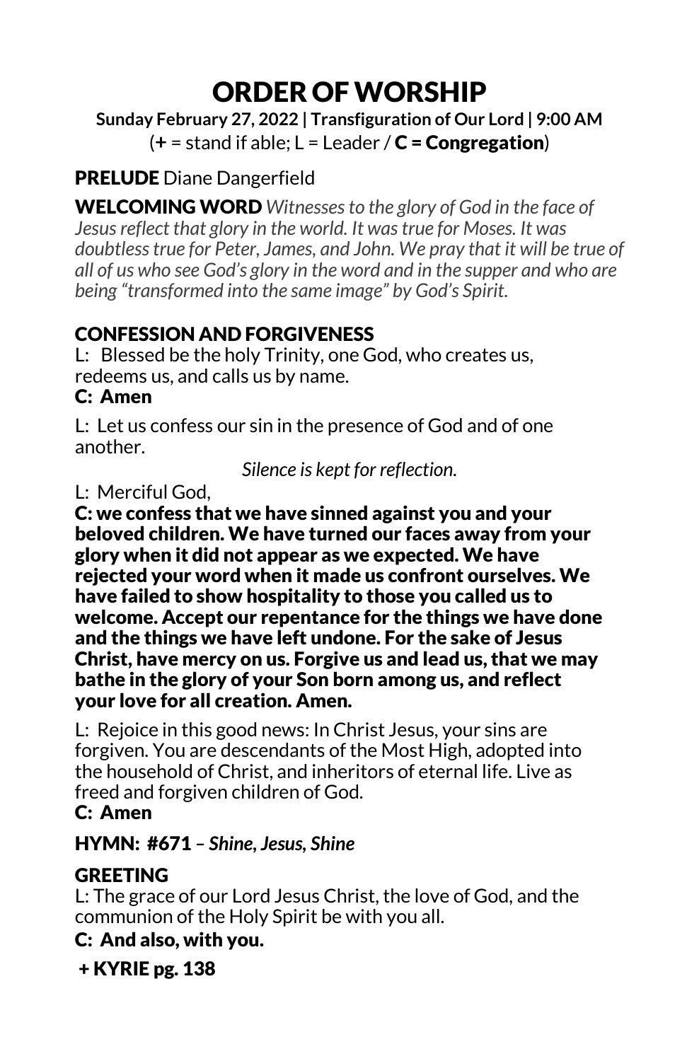# ORDER OF WORSHIP

**Sunday February 27, 2022 | Transfiguration of Our Lord | 9:00 AM**

(**+** = stand if able; L = Leader / **C = Congregation**)

**PRELUDE** Diane Dangerfield

**WELCOMING WORD** *Witnesses to the glory of God in the face of Jesus reflect that glory in the world. It was true for Moses. It was doubtless true for Peter, James, and John. We pray that it will be true of all of us who see God's glory in the word and in the supper and who are being "transformed into the same image" by God's Spirit.*

**CONFESSION AND FORGIVENESS**

L: Blessed be the holy Trinity, one God, who creates us, redeems us, and calls us by name.

**C: Amen**

L: Let us confess our sin in the presence of God and of one another.

*Silence is kept for reflection.*

L: Merciful God,

**C: we confess that we have sinned against you and your beloved children. We have turned our faces away from your glory when it did not appear as we expected. We have rejected your word when it made us confront ourselves. We have failed to show hospitality to those you called us to welcome. Accept our repentance for the things we have done and the things we have left undone. For the sake of Jesus Christ, have mercy on us. Forgive us and lead us, that we may bathe in the glory of your Son born among us, and reflect your love for all creation. Amen.**

L: Rejoice in this good news: In Christ Jesus, your sins are forgiven. You are descendants of the Most High, adopted into the household of Christ, and inheritors of eternal life. Live as freed and forgiven children of God.

**C: Amen**

**HYMN: #671 –** ***Shine, Jesus, Shine***

**GREETING**

L: The grace of our Lord Jesus Christ, the love of God, and the communion of the Holy Spirit be with you all.

**C: And also, with you.**

**+ KYRIE pg. 138**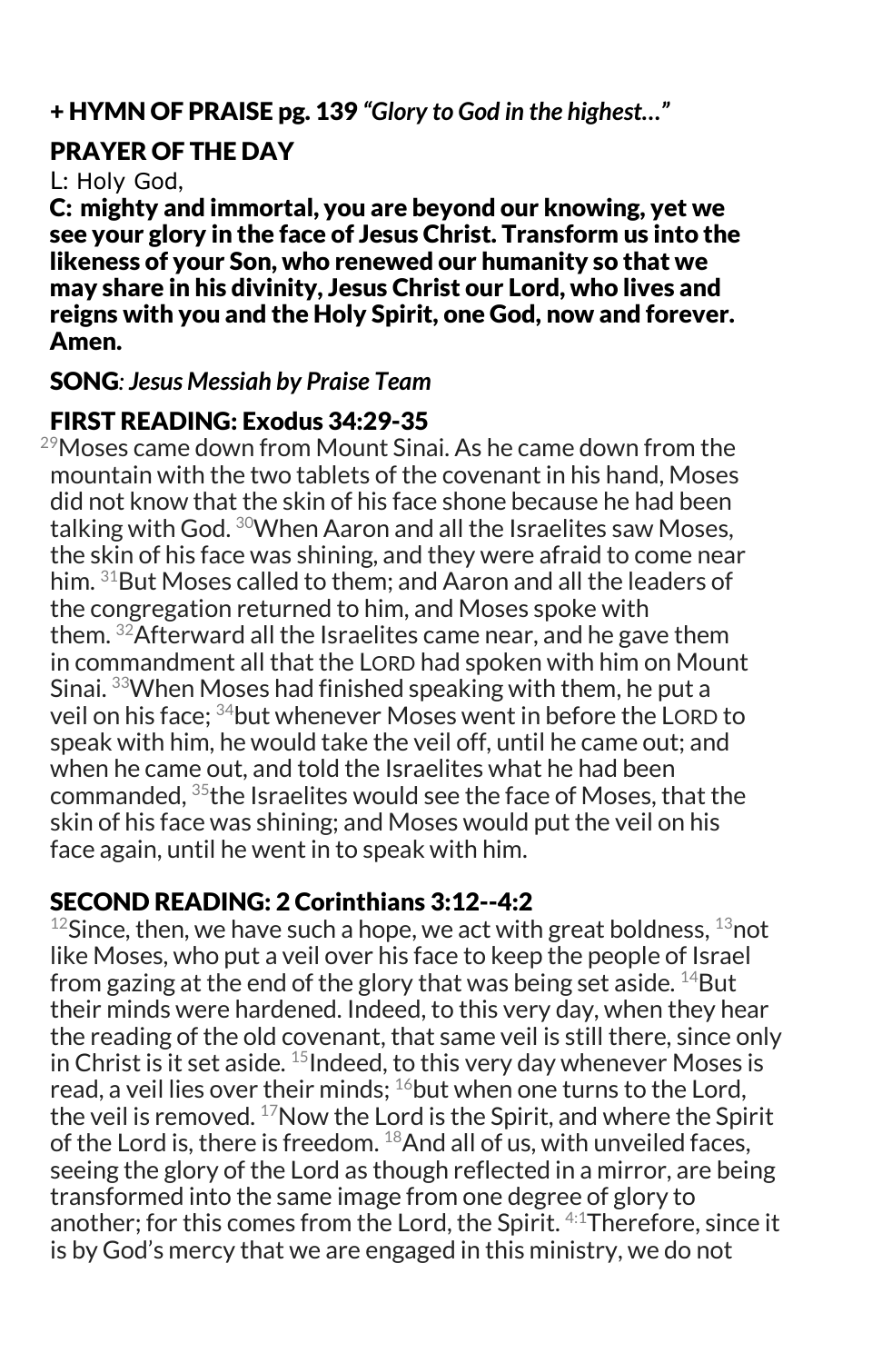**+ HYMN OF PRAISE pg. 139** ***"Glory to God in the highest…"***

## PRAYER OF THE DAY

L: Holy God,

**C: mighty and immortal, you are beyond our knowing, yet we see your glory in the face of Jesus Christ. Transform us into the likeness of your Son, who renewed our humanity so that we may share in his divinity, Jesus Christ our Lord, who lives and reigns with you and the Holy Spirit, one God, now and forever. Amen.**

**SONG**: ***Jesus Messiah by Praise Team***

## FIRST READING: Exodus 34:29-35

[29]Moses came down from Mount Sinai. As he came down from the mountain with the two tablets of the covenant in his hand, Moses did not know that the skin of his face shone because he had been talking with God. [30]When Aaron and all the Israelites saw Moses, the skin of his face was shining, and they were afraid to come near him. [31]But Moses called to them; and Aaron and all the leaders of the congregation returned to him, and Moses spoke with them. [32]Afterward all the Israelites came near, and he gave them in commandment all that the LORD had spoken with him on Mount Sinai. [33]When Moses had finished speaking with them, he put a veil on his face; [34]but whenever Moses went in before the LORD to speak with him, he would take the veil off, until he came out; and when he came out, and told the Israelites what he had been commanded, [35]the Israelites would see the face of Moses, that the skin of his face was shining; and Moses would put the veil on his face again, until he went in to speak with him.

## SECOND READING: 2 Corinthians 3:12--4:2

[12]Since, then, we have such a hope, we act with great boldness, [13]not like Moses, who put a veil over his face to keep the people of Israel from gazing at the end of the glory that was being set aside. [14]But their minds were hardened. Indeed, to this very day, when they hear the reading of the old covenant, that same veil is still there, since only in Christ is it set aside. [15]Indeed, to this very day whenever Moses is read, a veil lies over their minds; [16]but when one turns to the Lord, the veil is removed. [17]Now the Lord is the Spirit, and where the Spirit of the Lord is, there is freedom. [18]And all of us, with unveiled faces, seeing the glory of the Lord as though reflected in a mirror, are being transformed into the same image from one degree of glory to another; for this comes from the Lord, the Spirit. [4:1]Therefore, since it is by God's mercy that we are engaged in this ministry, we do not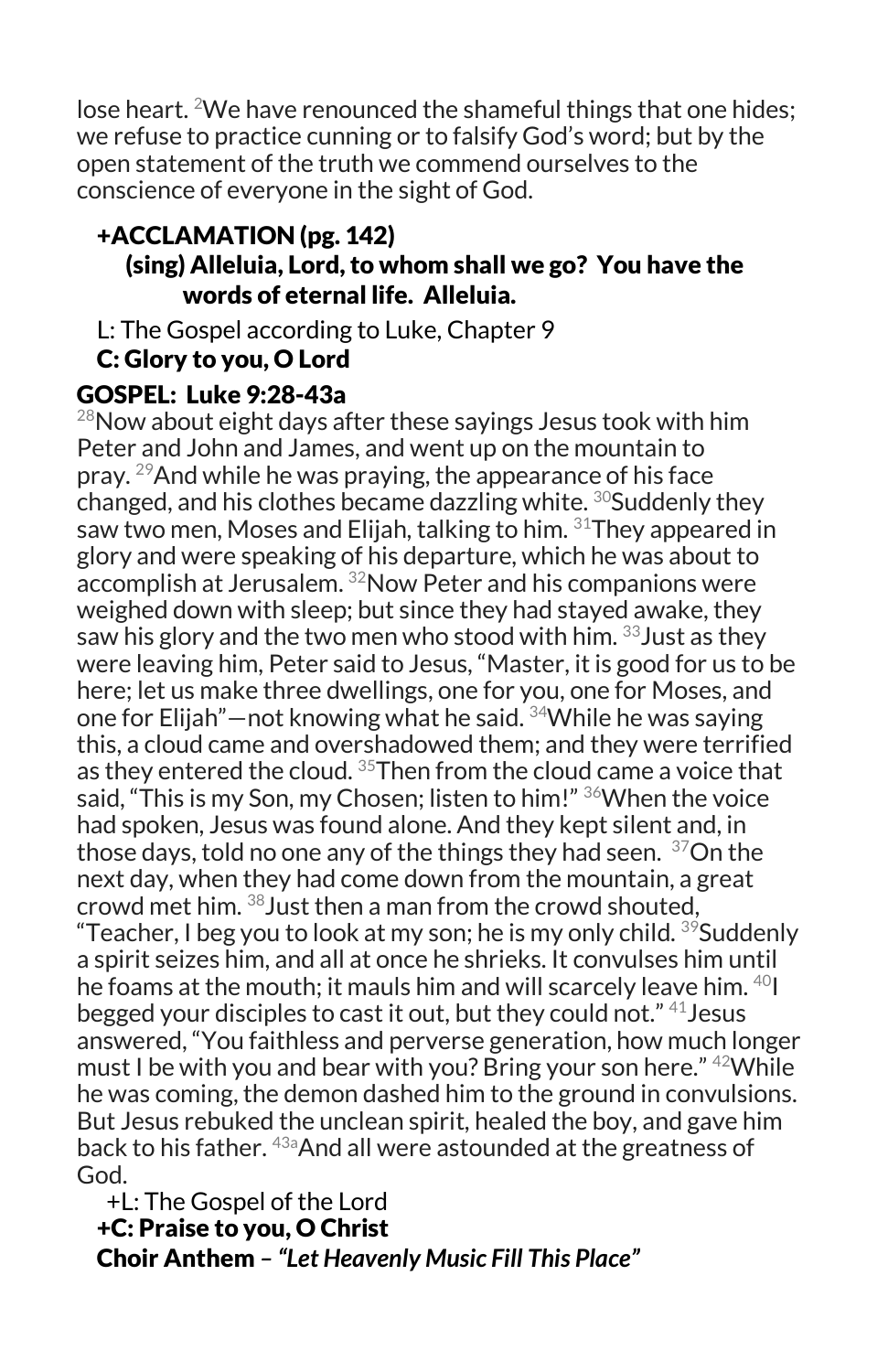lose heart. [2]We have renounced the shameful things that one hides; we refuse to practice cunning or to falsify God's word; but by the open statement of the truth we commend ourselves to the conscience of everyone in the sight of God.

**+ACCLAMATION (pg. 142)**

**(sing) Alleluia, Lord, to whom shall we go? You have the words of eternal life. Alleluia.**

L: The Gospel according to Luke, Chapter 9

**C: Glory to you, O Lord**

**GOSPEL: Luke 9:28-43a**

[28]Now about eight days after these sayings Jesus took with him Peter and John and James, and went up on the mountain to pray. [29]And while he was praying, the appearance of his face changed, and his clothes became dazzling white. [30]Suddenly they saw two men, Moses and Elijah, talking to him. [31]They appeared in glory and were speaking of his departure, which he was about to accomplish at Jerusalem. [32]Now Peter and his companions were weighed down with sleep; but since they had stayed awake, they saw his glory and the two men who stood with him. [33]Just as they were leaving him, Peter said to Jesus, "Master, it is good for us to be here; let us make three dwellings, one for you, one for Moses, and one for Elijah"—not knowing what he said. [34]While he was saying this, a cloud came and overshadowed them; and they were terrified as they entered the cloud. [35]Then from the cloud came a voice that said, "This is my Son, my Chosen; listen to him!" [36]When the voice had spoken, Jesus was found alone. And they kept silent and, in those days, told no one any of the things they had seen. [37]On the next day, when they had come down from the mountain, a great crowd met him. [38]Just then a man from the crowd shouted, "Teacher, I beg you to look at my son; he is my only child. [39]Suddenly a spirit seizes him, and all at once he shrieks. It convulses him until he foams at the mouth; it mauls him and will scarcely leave him. [40]I begged your disciples to cast it out, but they could not." [41]Jesus answered, "You faithless and perverse generation, how much longer must I be with you and bear with you? Bring your son here." [42]While he was coming, the demon dashed him to the ground in convulsions. But Jesus rebuked the unclean spirit, healed the boy, and gave him back to his father. [43a]And all were astounded at the greatness of God.

+L: The Gospel of the Lord

**+C: Praise to you, O Christ**

**Choir Anthem** – ***"Let Heavenly Music Fill This Place"***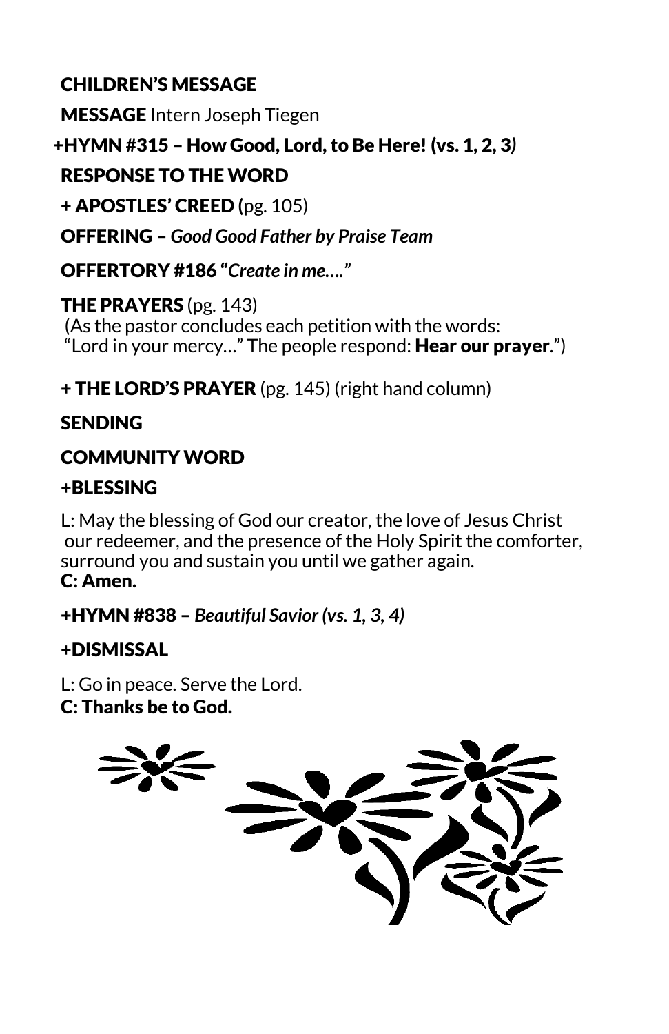**CHILDREN'S MESSAGE**

**MESSAGE** Intern Joseph Tiegen

**+HYMN #315 – How Good, Lord, to Be Here! (vs. 1, 2, 3)**

**RESPONSE TO THE WORD**

**+ APOSTLES' CREED (**pg. 105)

**OFFERING –** ***Good Good Father by Praise Team***

**OFFERTORY #186 "*Create in me…."***

**THE PRAYERS** (pg. 143)
(As the pastor concludes each petition with the words:
"Lord in your mercy…" The people respond: **Hear our prayer**.")

**+ THE LORD'S PRAYER** (pg. 145) (right hand column)

**SENDING**

**COMMUNITY WORD**

**+BLESSING**

L: May the blessing of God our creator, the love of Jesus Christ our redeemer, and the presence of the Holy Spirit the comforter, surround you and sustain you until we gather again.
**C: Amen.**

**+HYMN #838 –** ***Beautiful Savior (vs. 1, 3, 4)***

**+DISMISSAL**

L: Go in peace. Serve the Lord.
**C: Thanks be to God.**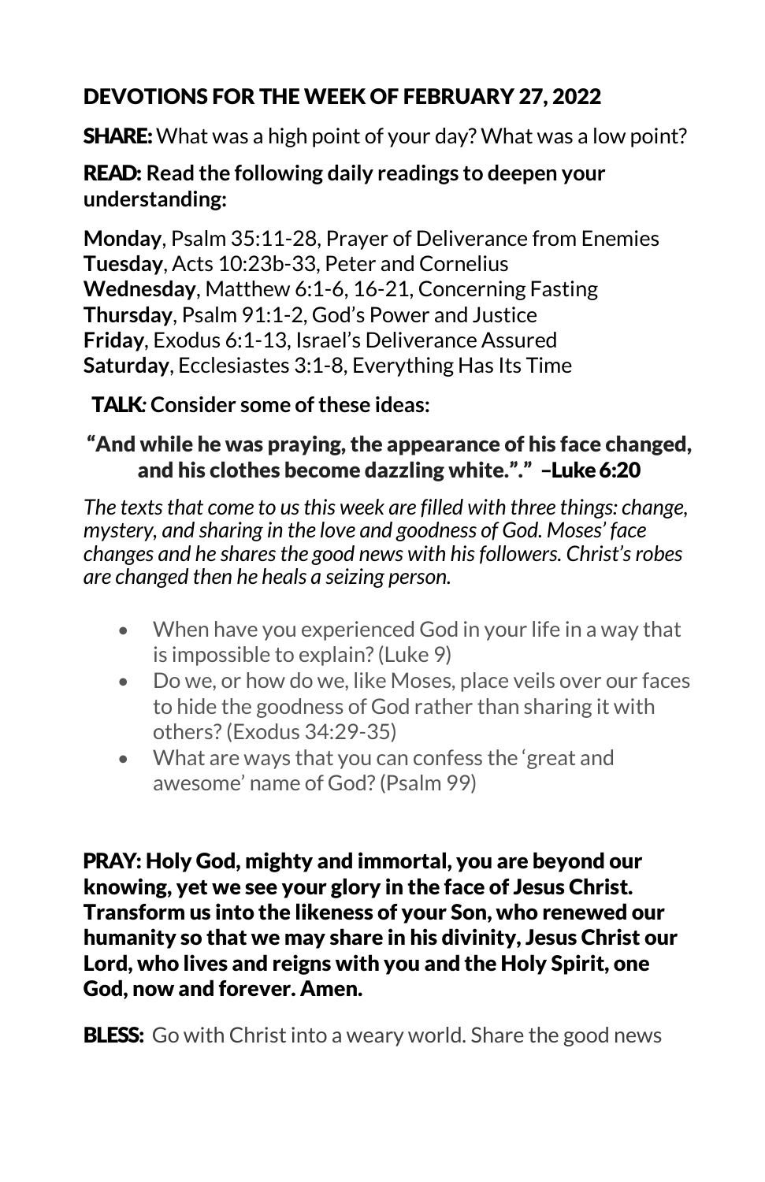## DEVOTIONS FOR THE WEEK OF FEBRUARY 27, 2022

**SHARE:** What was a high point of your day? What was a low point?

**READ: Read the following daily readings to deepen your understanding:**

**Monday**, Psalm 35:11-28, Prayer of Deliverance from Enemies
**Tuesday**, Acts 10:23b-33, Peter and Cornelius
**Wednesday**, Matthew 6:1-6, 16-21, Concerning Fasting
**Thursday**, Psalm 91:1-2, God's Power and Justice
**Friday**, Exodus 6:1-13, Israel's Deliverance Assured
**Saturday**, Ecclesiastes 3:1-8, Everything Has Its Time

**TALK: Consider some of these ideas:**

**"And while he was praying, the appearance of his face changed, and his clothes become dazzling white."." –Luke 6:20**

*The texts that come to us this week are filled with three things: change, mystery, and sharing in the love and goodness of God. Moses' face changes and he shares the good news with his followers. Christ's robes are changed then he heals a seizing person.*

- When have you experienced God in your life in a way that is impossible to explain? (Luke 9)
- Do we, or how do we, like Moses, place veils over our faces to hide the goodness of God rather than sharing it with others? (Exodus 34:29-35)
- What are ways that you can confess the 'great and awesome' name of God? (Psalm 99)

**PRAY: Holy God, mighty and immortal, you are beyond our knowing, yet we see your glory in the face of Jesus Christ. Transform us into the likeness of your Son, who renewed our humanity so that we may share in his divinity, Jesus Christ our Lord, who lives and reigns with you and the Holy Spirit, one God, now and forever. Amen.**

**BLESS:** Go with Christ into a weary world. Share the good news